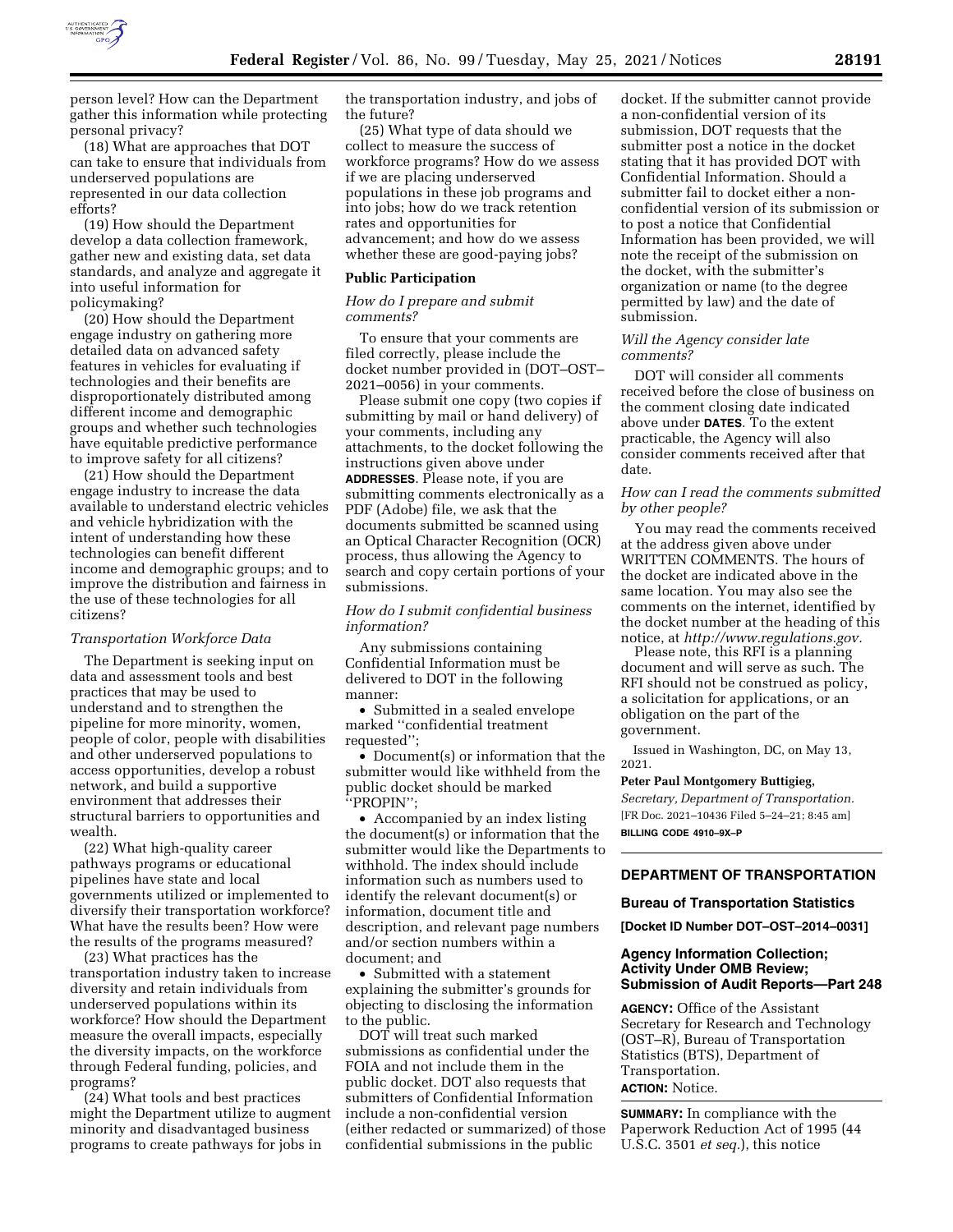person level? How can the Department gather this information while protecting personal privacy?

(18) What are approaches that DOT can take to ensure that individuals from underserved populations are represented in our data collection efforts?

(19) How should the Department develop a data collection framework, gather new and existing data, set data standards, and analyze and aggregate it into useful information for policymaking?

(20) How should the Department engage industry on gathering more detailed data on advanced safety features in vehicles for evaluating if technologies and their benefits are disproportionately distributed among different income and demographic groups and whether such technologies have equitable predictive performance to improve safety for all citizens?

(21) How should the Department engage industry to increase the data available to understand electric vehicles and vehicle hybridization with the intent of understanding how these technologies can benefit different income and demographic groups; and to improve the distribution and fairness in the use of these technologies for all citizens?

*Transportation Workforce Data*

The Department is seeking input on data and assessment tools and best practices that may be used to understand and to strengthen the pipeline for more minority, women, people of color, people with disabilities and other underserved populations to access opportunities, develop a robust network, and build a supportive environment that addresses their structural barriers to opportunities and wealth.

(22) What high-quality career pathways programs or educational pipelines have state and local governments utilized or implemented to diversify their transportation workforce? What have the results been? How were the results of the programs measured?

(23) What practices has the transportation industry taken to increase diversity and retain individuals from underserved populations within its workforce? How should the Department measure the overall impacts, especially the diversity impacts, on the workforce through Federal funding, policies, and programs?

(24) What tools and best practices might the Department utilize to augment minority and disadvantaged business programs to create pathways for jobs in the transportation industry, and jobs of the future?

(25) What type of data should we collect to measure the success of workforce programs? How do we assess if we are placing underserved populations in these job programs and into jobs; how do we track retention rates and opportunities for advancement; and how do we assess whether these are good-paying jobs?

## Public Participation

*How do I prepare and submit comments?*

To ensure that your comments are filed correctly, please include the docket number provided in (DOT–OST–2021–0056) in your comments.

Please submit one copy (two copies if submitting by mail or hand delivery) of your comments, including any attachments, to the docket following the instructions given above under **ADDRESSES**. Please note, if you are submitting comments electronically as a PDF (Adobe) file, we ask that the documents submitted be scanned using an Optical Character Recognition (OCR) process, thus allowing the Agency to search and copy certain portions of your submissions.

*How do I submit confidential business information?*

Any submissions containing Confidential Information must be delivered to DOT in the following manner:

• Submitted in a sealed envelope marked ''confidential treatment requested'';

• Document(s) or information that the submitter would like withheld from the public docket should be marked ''PROPIN'';

• Accompanied by an index listing the document(s) or information that the submitter would like the Departments to withhold. The index should include information such as numbers used to identify the relevant document(s) or information, document title and description, and relevant page numbers and/or section numbers within a document; and

• Submitted with a statement explaining the submitter's grounds for objecting to disclosing the information to the public.

DOT will treat such marked submissions as confidential under the FOIA and not include them in the public docket. DOT also requests that submitters of Confidential Information include a non-confidential version (either redacted or summarized) of those confidential submissions in the public docket. If the submitter cannot provide a non-confidential version of its submission, DOT requests that the submitter post a notice in the docket stating that it has provided DOT with Confidential Information. Should a submitter fail to docket either a non-confidential version of its submission or to post a notice that Confidential Information has been provided, we will note the receipt of the submission on the docket, with the submitter's organization or name (to the degree permitted by law) and the date of submission.

*Will the Agency consider late comments?*

DOT will consider all comments received before the close of business on the comment closing date indicated above under **DATES**. To the extent practicable, the Agency will also consider comments received after that date.

*How can I read the comments submitted by other people?*

You may read the comments received at the address given above under WRITTEN COMMENTS. The hours of the docket are indicated above in the same location. You may also see the comments on the internet, identified by the docket number at the heading of this notice, at *http://www.regulations.gov.*

Please note, this RFI is a planning document and will serve as such. The RFI should not be construed as policy, a solicitation for applications, or an obligation on the part of the government.

Issued in Washington, DC, on May 13, 2021.

**Peter Paul Montgomery Buttigieg,**

*Secretary, Department of Transportation.*

[FR Doc. 2021–10436 Filed 5–24–21; 8:45 am]

**BILLING CODE 4910–9X–P**

---

## DEPARTMENT OF TRANSPORTATION

### Bureau of Transportation Statistics

**[Docket ID Number DOT–OST–2014–0031]**

### Agency Information Collection; Activity Under OMB Review; Submission of Audit Reports—Part 248

**AGENCY:** Office of the Assistant Secretary for Research and Technology (OST–R), Bureau of Transportation Statistics (BTS), Department of Transportation.

**ACTION:** Notice.

**SUMMARY:** In compliance with the Paperwork Reduction Act of 1995 (44 U.S.C. 3501 *et seq.*), this notice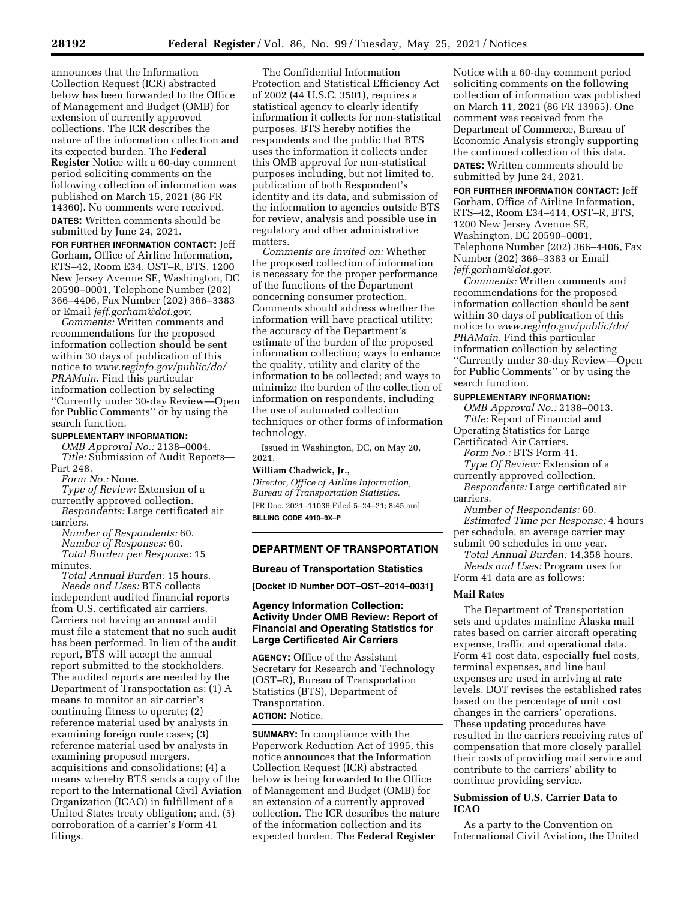announces that the Information Collection Request (ICR) abstracted below has been forwarded to the Office of Management and Budget (OMB) for extension of currently approved collections. The ICR describes the nature of the information collection and its expected burden. The **Federal Register** Notice with a 60-day comment period soliciting comments on the following collection of information was published on March 15, 2021 (86 FR 14360). No comments were received.

**DATES:** Written comments should be submitted by June 24, 2021.

**FOR FURTHER INFORMATION CONTACT:** Jeff Gorham, Office of Airline Information, RTS–42, Room E34, OST–R, BTS, 1200 New Jersey Avenue SE, Washington, DC 20590–0001, Telephone Number (202) 366–4406, Fax Number (202) 366–3383 or Email *jeff.gorham@dot.gov*.

*Comments:* Written comments and recommendations for the proposed information collection should be sent within 30 days of publication of this notice to *www.reginfo.gov/public/do/PRAMain*. Find this particular information collection by selecting ''Currently under 30-day Review—Open for Public Comments'' or by using the search function.

**SUPPLEMENTARY INFORMATION:**

*OMB Approval No.:* 2138–0004.

*Title:* Submission of Audit Reports—Part 248.

*Form No.:* None.

*Type of Review:* Extension of a currently approved collection.

*Respondents:* Large certificated air carriers.

*Number of Respondents:* 60.

*Number of Responses:* 60.

*Total Burden per Response:* 15 minutes.

*Total Annual Burden:* 15 hours.

*Needs and Uses:* BTS collects independent audited financial reports from U.S. certificated air carriers. Carriers not having an annual audit must file a statement that no such audit has been performed. In lieu of the audit report, BTS will accept the annual report submitted to the stockholders. The audited reports are needed by the Department of Transportation as: (1) A means to monitor an air carrier's continuing fitness to operate; (2) reference material used by analysts in examining foreign route cases; (3) reference material used by analysts in examining proposed mergers, acquisitions and consolidations; (4) a means whereby BTS sends a copy of the report to the International Civil Aviation Organization (ICAO) in fulfillment of a United States treaty obligation; and, (5) corroboration of a carrier's Form 41 filings.

The Confidential Information Protection and Statistical Efficiency Act of 2002 (44 U.S.C. 3501), requires a statistical agency to clearly identify information it collects for non-statistical purposes. BTS hereby notifies the respondents and the public that BTS uses the information it collects under this OMB approval for non-statistical purposes including, but not limited to, publication of both Respondent's identity and its data, and submission of the information to agencies outside BTS for review, analysis and possible use in regulatory and other administrative matters.

*Comments are invited on:* Whether the proposed collection of information is necessary for the proper performance of the functions of the Department concerning consumer protection. Comments should address whether the information will have practical utility; the accuracy of the Department's estimate of the burden of the proposed information collection; ways to enhance the quality, utility and clarity of the information to be collected; and ways to minimize the burden of the collection of information on respondents, including the use of automated collection techniques or other forms of information technology.

Issued in Washington, DC, on May 20, 2021.

**William Chadwick, Jr.,**

*Director, Office of Airline Information, Bureau of Transportation Statistics.*

[FR Doc. 2021–11036 Filed 5–24–21; 8:45 am]

**BILLING CODE 4910–9X–P**

## DEPARTMENT OF TRANSPORTATION

### Bureau of Transportation Statistics

**[Docket ID Number DOT–OST–2014–0031]**

### Agency Information Collection: Activity Under OMB Review: Report of Financial and Operating Statistics for Large Certificated Air Carriers

**AGENCY:** Office of the Assistant Secretary for Research and Technology (OST–R), Bureau of Transportation Statistics (BTS), Department of Transportation.

**ACTION:** Notice.

**SUMMARY:** In compliance with the Paperwork Reduction Act of 1995, this notice announces that the Information Collection Request (ICR) abstracted below is being forwarded to the Office of Management and Budget (OMB) for an extension of a currently approved collection. The ICR describes the nature of the information collection and its expected burden. The **Federal Register** Notice with a 60-day comment period soliciting comments on the following collection of information was published on March 11, 2021 (86 FR 13965). One comment was received from the Department of Commerce, Bureau of Economic Analysis strongly supporting the continued collection of this data.

**DATES:** Written comments should be submitted by June 24, 2021.

**FOR FURTHER INFORMATION CONTACT:** Jeff Gorham, Office of Airline Information, RTS–42, Room E34–414, OST–R, BTS, 1200 New Jersey Avenue SE, Washington, DC 20590–0001, Telephone Number (202) 366–4406, Fax Number (202) 366–3383 or Email *jeff.gorham@dot.gov.*

*Comments:* Written comments and recommendations for the proposed information collection should be sent within 30 days of publication of this notice to *www.reginfo.gov/public/do/PRAMain*. Find this particular information collection by selecting ''Currently under 30-day Review—Open for Public Comments'' or by using the search function.

**SUPPLEMENTARY INFORMATION:**

*OMB Approval No.:* 2138–0013.

*Title:* Report of Financial and Operating Statistics for Large Certificated Air Carriers.

*Form No.:* BTS Form 41.

*Type Of Review:* Extension of a currently approved collection.

*Respondents:* Large certificated air carriers.

*Number of Respondents:* 60.

*Estimated Time per Response:* 4 hours per schedule, an average carrier may submit 90 schedules in one year.

*Total Annual Burden:* 14,358 hours.

*Needs and Uses:* Program uses for Form 41 data are as follows:

#### Mail Rates

The Department of Transportation sets and updates mainline Alaska mail rates based on carrier aircraft operating expense, traffic and operational data. Form 41 cost data, especially fuel costs, terminal expenses, and line haul expenses are used in arriving at rate levels. DOT revises the established rates based on the percentage of unit cost changes in the carriers' operations. These updating procedures have resulted in the carriers receiving rates of compensation that more closely parallel their costs of providing mail service and contribute to the carriers' ability to continue providing service.

#### Submission of U.S. Carrier Data to ICAO

As a party to the Convention on International Civil Aviation, the United